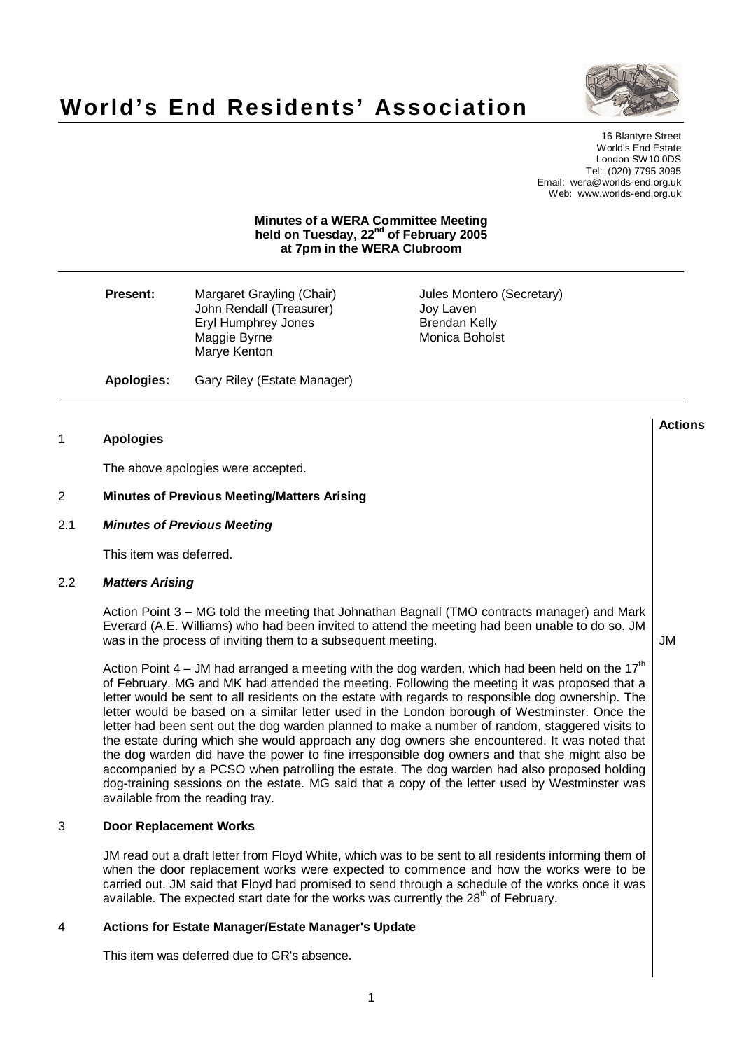# World's End Residents' Association

16 Blantyre Street
World's End Estate
London SW10 0DS
Tel: (020) 7795 3095
Email: wera@worlds-end.org.uk
Web: www.worlds-end.org.uk

**Minutes of a WERA Committee Meeting held on Tuesday, 22nd of February 2005 at 7pm in the WERA Clubroom**

**Present:**
- Margaret Grayling (Chair)
- John Rendall (Treasurer)
- Eryl Humphrey Jones
- Maggie Byrne
- Marye Kenton
- Jules Montero (Secretary)
- Joy Laven
- Brendan Kelly
- Monica Boholst

**Apologies:** Gary Riley (Estate Manager)

## 1 Apologies

The above apologies were accepted.

## 2 Minutes of Previous Meeting/Matters Arising

### 2.1 *Minutes of Previous Meeting*

This item was deferred.

### 2.2 *Matters Arising*

Action Point 3 – MG told the meeting that Johnathan Bagnall (TMO contracts manager) and Mark Everard (A.E. Williams) who had been invited to attend the meeting had been unable to do so. JM was in the process of inviting them to a subsequent meeting. **Actions: JM**

Action Point 4 – JM had arranged a meeting with the dog warden, which had been held on the 17th of February. MG and MK had attended the meeting. Following the meeting it was proposed that a letter would be sent to all residents on the estate with regards to responsible dog ownership. The letter would be based on a similar letter used in the London borough of Westminster. Once the letter had been sent out the dog warden planned to make a number of random, staggered visits to the estate during which she would approach any dog owners she encountered. It was noted that the dog warden did have the power to fine irresponsible dog owners and that she might also be accompanied by a PCSO when patrolling the estate. The dog warden had also proposed holding dog-training sessions on the estate. MG said that a copy of the letter used by Westminster was available from the reading tray.

## 3 Door Replacement Works

JM read out a draft letter from Floyd White, which was to be sent to all residents informing them of when the door replacement works were expected to commence and how the works were to be carried out. JM said that Floyd had promised to send through a schedule of the works once it was available. The expected start date for the works was currently the 28th of February.

## 4 Actions for Estate Manager/Estate Manager's Update

This item was deferred due to GR's absence.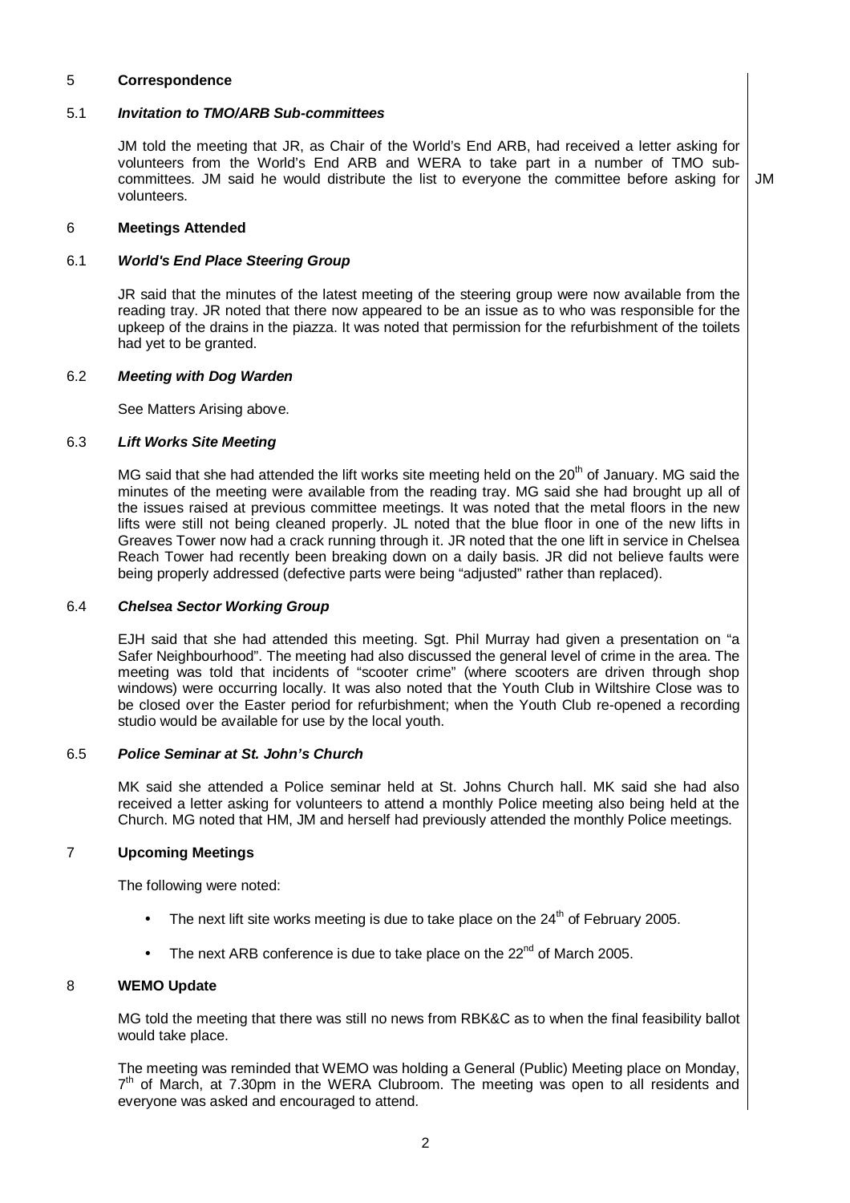## 5 Correspondence

### 5.1 *Invitation to TMO/ARB Sub-committees*

JM told the meeting that JR, as Chair of the World's End ARB, had received a letter asking for volunteers from the World's End ARB and WERA to take part in a number of TMO sub-committees. JM said he would distribute the list to everyone the committee before asking for volunteers. JM

## 6 Meetings Attended

### 6.1 *World's End Place Steering Group*

JR said that the minutes of the latest meeting of the steering group were now available from the reading tray. JR noted that there now appeared to be an issue as to who was responsible for the upkeep of the drains in the piazza. It was noted that permission for the refurbishment of the toilets had yet to be granted.

### 6.2 *Meeting with Dog Warden*

See Matters Arising above.

### 6.3 *Lift Works Site Meeting*

MG said that she had attended the lift works site meeting held on the 20th of January. MG said the minutes of the meeting were available from the reading tray. MG said she had brought up all of the issues raised at previous committee meetings. It was noted that the metal floors in the new lifts were still not being cleaned properly. JL noted that the blue floor in one of the new lifts in Greaves Tower now had a crack running through it. JR noted that the one lift in service in Chelsea Reach Tower had recently been breaking down on a daily basis. JR did not believe faults were being properly addressed (defective parts were being "adjusted" rather than replaced).

### 6.4 *Chelsea Sector Working Group*

EJH said that she had attended this meeting. Sgt. Phil Murray had given a presentation on "a Safer Neighbourhood". The meeting had also discussed the general level of crime in the area. The meeting was told that incidents of "scooter crime" (where scooters are driven through shop windows) were occurring locally. It was also noted that the Youth Club in Wiltshire Close was to be closed over the Easter period for refurbishment; when the Youth Club re-opened a recording studio would be available for use by the local youth.

### 6.5 *Police Seminar at St. John's Church*

MK said she attended a Police seminar held at St. Johns Church hall. MK said she had also received a letter asking for volunteers to attend a monthly Police meeting also being held at the Church. MG noted that HM, JM and herself had previously attended the monthly Police meetings.

## 7 Upcoming Meetings

The following were noted:

- The next lift site works meeting is due to take place on the 24th of February 2005.
- The next ARB conference is due to take place on the 22nd of March 2005.

## 8 WEMO Update

MG told the meeting that there was still no news from RBK&C as to when the final feasibility ballot would take place.

The meeting was reminded that WEMO was holding a General (Public) Meeting place on Monday, 7th of March, at 7.30pm in the WERA Clubroom. The meeting was open to all residents and everyone was asked and encouraged to attend.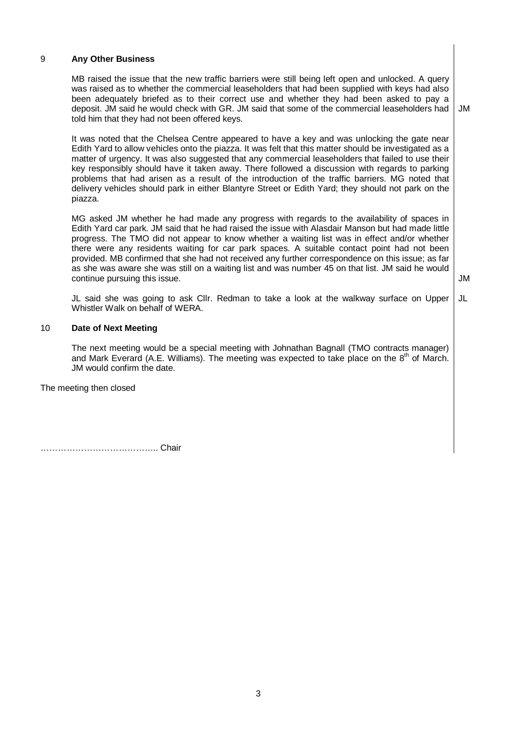## 9 Any Other Business

MB raised the issue that the new traffic barriers were still being left open and unlocked. A query was raised as to whether the commercial leaseholders that had been supplied with keys had also been adequately briefed as to their correct use and whether they had been asked to pay a deposit. JM said he would check with GR. JM said that some of the commercial leaseholders had told him that they had not been offered keys. **JM**

It was noted that the Chelsea Centre appeared to have a key and was unlocking the gate near Edith Yard to allow vehicles onto the piazza. It was felt that this matter should be investigated as a matter of urgency. It was also suggested that any commercial leaseholders that failed to use their key responsibly should have it taken away. There followed a discussion with regards to parking problems that had arisen as a result of the introduction of the traffic barriers. MG noted that delivery vehicles should park in either Blantyre Street or Edith Yard; they should not park on the piazza.

MG asked JM whether he had made any progress with regards to the availability of spaces in Edith Yard car park. JM said that he had raised the issue with Alasdair Manson but had made little progress. The TMO did not appear to know whether a waiting list was in effect and/or whether there were any residents waiting for car park spaces. A suitable contact point had not been provided. MB confirmed that she had not received any further correspondence on this issue; as far as she was aware she was still on a waiting list and was number 45 on that list. JM said he would continue pursuing this issue. **JM**

JL said she was going to ask Cllr. Redman to take a look at the walkway surface on Upper Whistler Walk on behalf of WERA. **JL**

## 10 Date of Next Meeting

The next meeting would be a special meeting with Johnathan Bagnall (TMO contracts manager) and Mark Everard (A.E. Williams). The meeting was expected to take place on the 8th of March. JM would confirm the date.

The meeting then closed

………………………………….. Chair